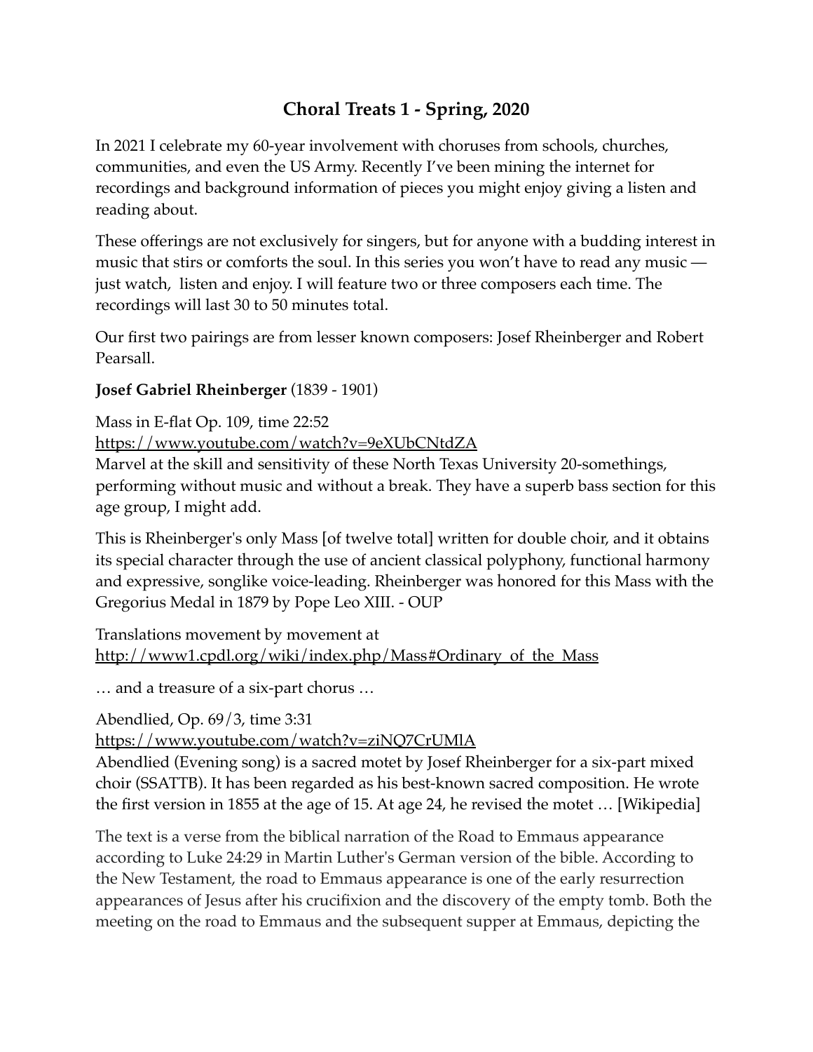# Choral Treats 1 - Spring, 2020

In 2021 I celebrate my 60-year involvement with choruses from schools, churches, communities, and even the US Army. Recently I've been mining the internet for recordings and background information of pieces you might enjoy giving a listen and reading about.

These offerings are not exclusively for singers, but for anyone with a budding interest in music that stirs or comforts the soul. In this series you won't have to read any music — just watch, listen and enjoy. I will feature two or three composers each time. The recordings will last 30 to 50 minutes total.

Our first two pairings are from lesser known composers: Josef Rheinberger and Robert Pearsall.

**Josef Gabriel Rheinberger** (1839 - 1901)

Mass in E-flat Op. 109, time 22:52
https://www.youtube.com/watch?v=9eXUbCNtdZA
Marvel at the skill and sensitivity of these North Texas University 20-somethings, performing without music and without a break. They have a superb bass section for this age group, I might add.

This is Rheinberger's only Mass [of twelve total] written for double choir, and it obtains its special character through the use of ancient classical polyphony, functional harmony and expressive, songlike voice-leading. Rheinberger was honored for this Mass with the Gregorius Medal in 1879 by Pope Leo XIII. - OUP

Translations movement by movement at
http://www1.cpdl.org/wiki/index.php/Mass#Ordinary_of_the_Mass

… and a treasure of a six-part chorus …

Abendlied, Op. 69/3, time 3:31
https://www.youtube.com/watch?v=ziNQ7CrUMlA
Abendlied (Evening song) is a sacred motet by Josef Rheinberger for a six-part mixed choir (SSATTB). It has been regarded as his best-known sacred composition. He wrote the first version in 1855 at the age of 15. At age 24, he revised the motet … [Wikipedia]

The text is a verse from the biblical narration of the Road to Emmaus appearance according to Luke 24:29 in Martin Luther's German version of the bible. According to the New Testament, the road to Emmaus appearance is one of the early resurrection appearances of Jesus after his crucifixion and the discovery of the empty tomb. Both the meeting on the road to Emmaus and the subsequent supper at Emmaus, depicting the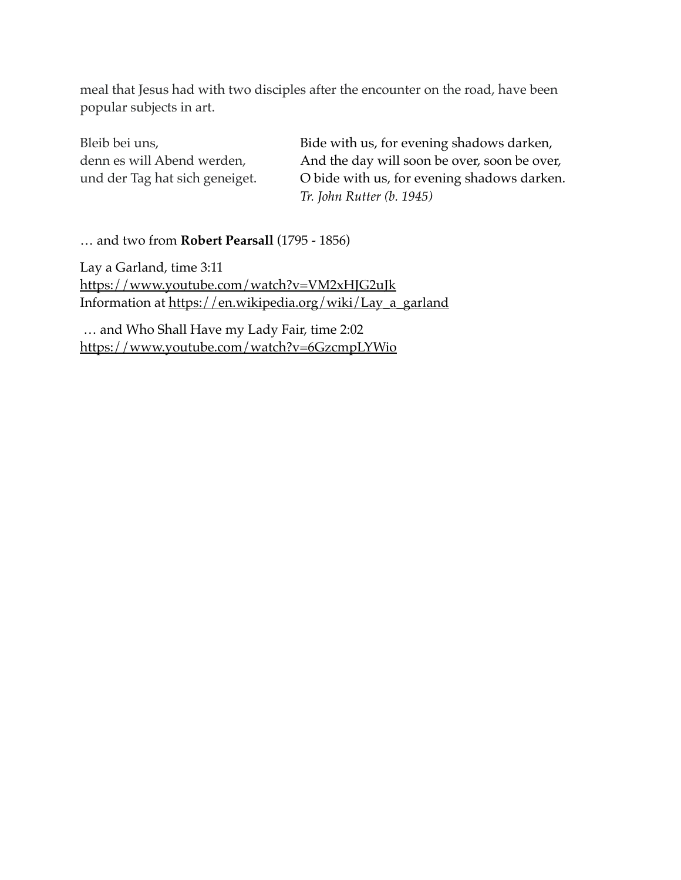meal that Jesus had with two disciples after the encounter on the road, have been popular subjects in art.

| | |
|---|---|
| Bleib bei uns, | Bide with us, for evening shadows darken, |
| denn es will Abend werden, | And the day will soon be over, soon be over, |
| und der Tag hat sich geneiget. | O bide with us, for evening shadows darken. |
| | *Tr. John Rutter (b. 1945)* |

… and two from **Robert Pearsall** (1795 - 1856)

Lay a Garland, time 3:11
https://www.youtube.com/watch?v=VM2xHJG2uJk
Information at https://en.wikipedia.org/wiki/Lay_a_garland

… and Who Shall Have my Lady Fair, time 2:02
https://www.youtube.com/watch?v=6GzcmpLYWio